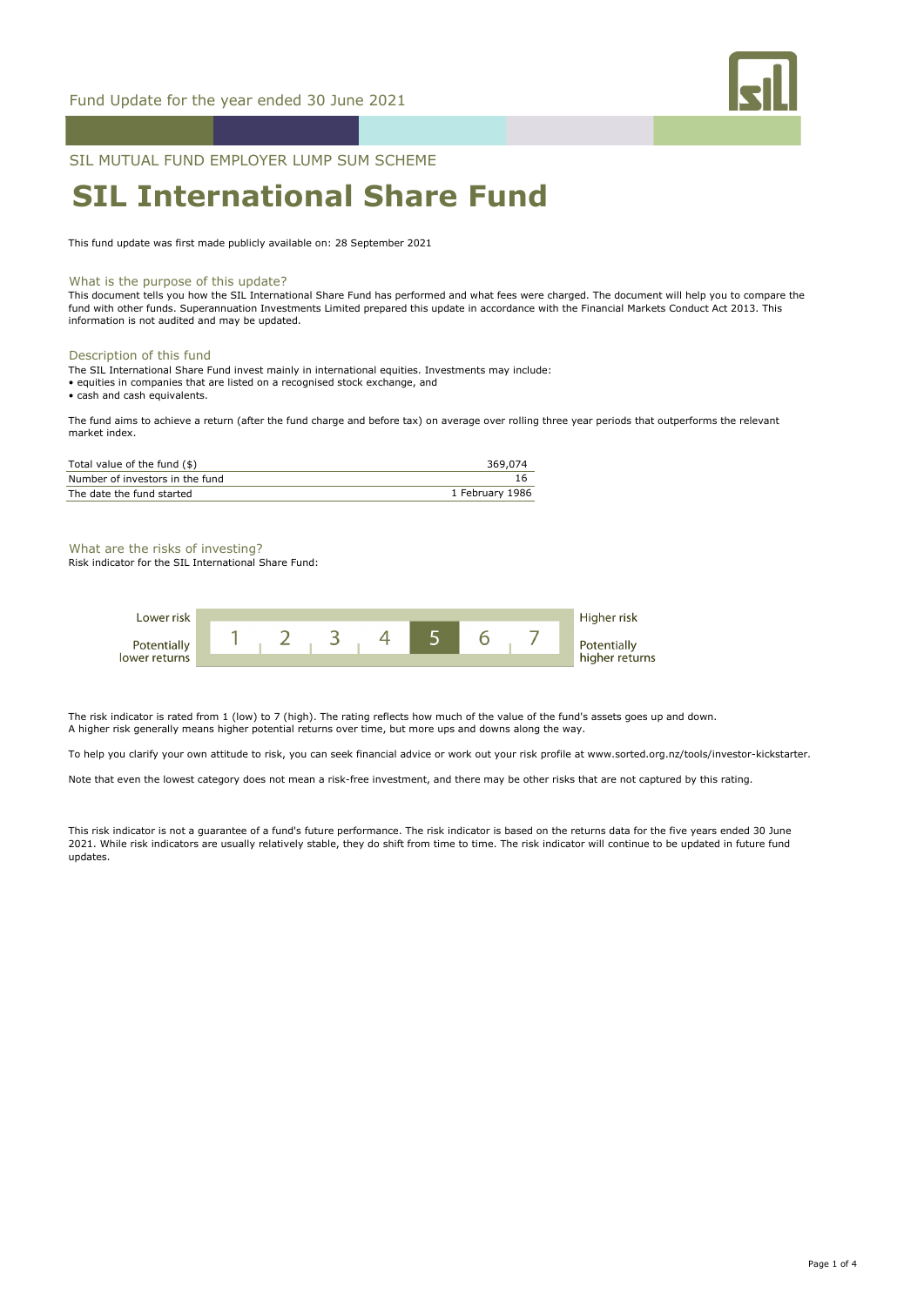Fund Update for the year ended 30 June 2021

SIL MUTUAL FUND EMPLOYER LUMP SUM SCHEME

# SIL International Share Fund

This fund update was first made publicly available on: 28 September 2021

## What is the purpose of this update?

This document tells you how the SIL International Share Fund has performed and what fees were charged. The document will help you to compare the fund with other funds. Superannuation Investments Limited prepared this update in accordance with the Financial Markets Conduct Act 2013. This information is not audited and may be updated.

## Description of this fund

The SIL International Share Fund invest mainly in international equities. Investments may include:

- equities in companies that are listed on a recognised stock exchange, and
- cash and cash equivalents.

The fund aims to achieve a return (after the fund charge and before tax) on average over rolling three year periods that outperforms the relevant market index.

| | |
|---|---|
| Total value of the fund ($) | 369,074 |
| Number of investors in the fund | 16 |
| The date the fund started | 1 February 1986 |

## What are the risks of investing?

Risk indicator for the SIL International Share Fund:

| Lower risk / Potentially lower returns | 1 | 2 | 3 | 4 | **5** | 6 | 7 | Higher risk / Potentially higher returns |
|---|---|---|---|---|---|---|---|---|

The risk indicator is rated from 1 (low) to 7 (high). The rating reflects how much of the value of the fund's assets goes up and down. A higher risk generally means higher potential returns over time, but more ups and downs along the way.

To help you clarify your own attitude to risk, you can seek financial advice or work out your risk profile at www.sorted.org.nz/tools/investor-kickstarter.

Note that even the lowest category does not mean a risk-free investment, and there may be other risks that are not captured by this rating.

This risk indicator is not a guarantee of a fund's future performance. The risk indicator is based on the returns data for the five years ended 30 June 2021. While risk indicators are usually relatively stable, they do shift from time to time. The risk indicator will continue to be updated in future fund updates.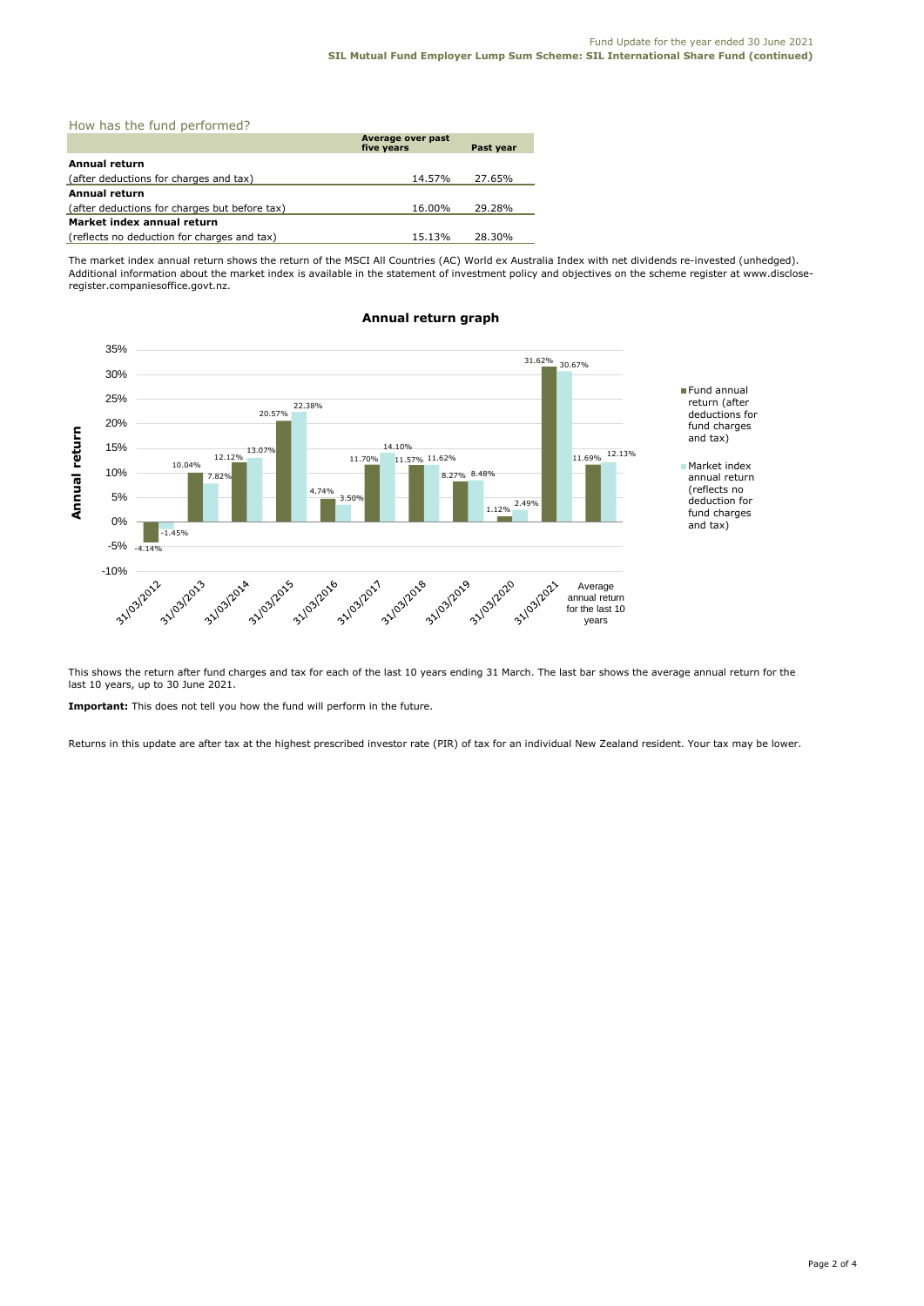## How has the fund performed?

| | Average over past five years | Past year |
|---|---|---|
| **Annual return** | | |
| (after deductions for charges and tax) | 14.57% | 27.65% |
| **Annual return** | | |
| (after deductions for charges but before tax) | 16.00% | 29.28% |
| **Market index annual return** | | |
| (reflects no deduction for charges and tax) | 15.13% | 28.30% |

The market index annual return shows the return of the MSCI All Countries (AC) World ex Australia Index with net dividends re-invested (unhedged). Additional information about the market index is available in the statement of investment policy and objectives on the scheme register at www.disclose-register.companiesoffice.govt.nz.

### Annual return graph

| | Fund annual return (after deductions for fund charges and tax) | Market index annual return (reflects no deduction for fund charges and tax) |
|---|---|---|
| 31/03/2012 | -4.14% | -1.45% |
| 31/03/2013 | 10.04% | 7.82% |
| 31/03/2014 | 12.12% | 13.07% |
| 31/03/2015 | 20.57% | 22.38% |
| 31/03/2016 | 4.74% | 3.50% |
| 31/03/2017 | 11.70% | 14.10% |
| 31/03/2018 | 11.57% | 11.62% |
| 31/03/2019 | 8.27% | 8.48% |
| 31/03/2020 | 1.12% | 2.49% |
| 31/03/2021 | 31.62% | 30.67% |
| Average annual return for the last 10 years | 11.69% | 12.13% |

This shows the return after fund charges and tax for each of the last 10 years ending 31 March. The last bar shows the average annual return for the last 10 years, up to 30 June 2021.

**Important:** This does not tell you how the fund will perform in the future.

Returns in this update are after tax at the highest prescribed investor rate (PIR) of tax for an individual New Zealand resident. Your tax may be lower.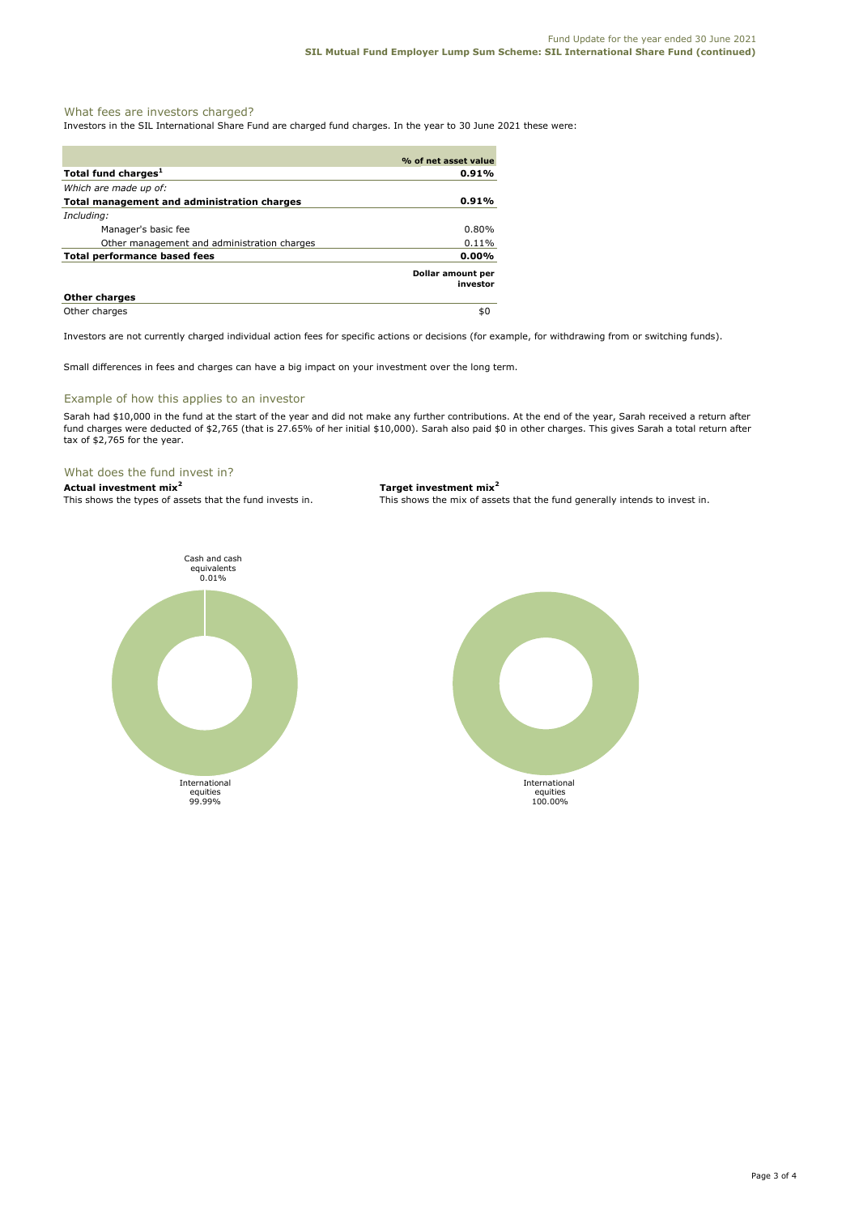## What fees are investors charged?

Investors in the SIL International Share Fund are charged fund charges. In the year to 30 June 2021 these were:

| | % of net asset value |
|---|---|
| **Total fund charges[1]** | **0.91%** |
| *Which are made up of:* | |
| **Total management and administration charges** | **0.91%** |
| *Including:* | |
| Manager's basic fee | 0.80% |
| Other management and administration charges | 0.11% |
| **Total performance based fees** | **0.00%** |
| | **Dollar amount per investor** |
| **Other charges** | |
| Other charges | $0 |

Investors are not currently charged individual action fees for specific actions or decisions (for example, for withdrawing from or switching funds).

Small differences in fees and charges can have a big impact on your investment over the long term.

## Example of how this applies to an investor

Sarah had $10,000 in the fund at the start of the year and did not make any further contributions. At the end of the year, Sarah received a return after fund charges were deducted of $2,765 (that is 27.65% of her initial $10,000). Sarah also paid $0 in other charges. This gives Sarah a total return after tax of $2,765 for the year.

## What does the fund invest in?

**Actual investment mix[2]**

This shows the types of assets that the fund invests in.

Cash and cash equivalents 0.01%

International equities 99.99%

**Target investment mix[2]**

This shows the mix of assets that the fund generally intends to invest in.

International equities 100.00%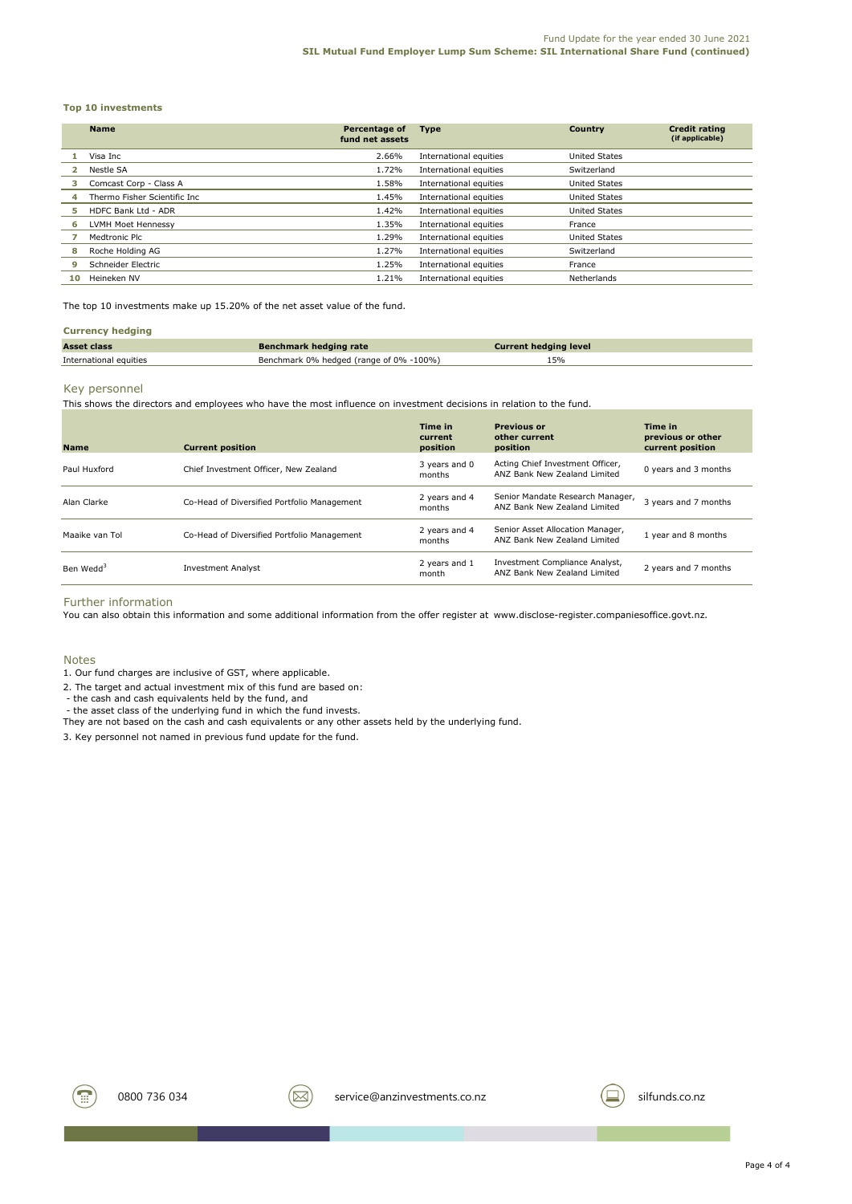### Top 10 investments

| | Name | Percentage of fund net assets | Type | Country | Credit rating (if applicable) |
|---|---|---|---|---|---|
| 1 | Visa Inc | 2.66% | International equities | United States | |
| 2 | Nestle SA | 1.72% | International equities | Switzerland | |
| 3 | Comcast Corp - Class A | 1.58% | International equities | United States | |
| 4 | Thermo Fisher Scientific Inc | 1.45% | International equities | United States | |
| 5 | HDFC Bank Ltd - ADR | 1.42% | International equities | United States | |
| 6 | LVMH Moet Hennessy | 1.35% | International equities | France | |
| 7 | Medtronic Plc | 1.29% | International equities | United States | |
| 8 | Roche Holding AG | 1.27% | International equities | Switzerland | |
| 9 | Schneider Electric | 1.25% | International equities | France | |
| 10 | Heineken NV | 1.21% | International equities | Netherlands | |

The top 10 investments make up 15.20% of the net asset value of the fund.

### Currency hedging

| Asset class | Benchmark hedging rate | Current hedging level |
|---|---|---|
| International equities | Benchmark 0% hedged (range of 0% -100%) | 15% |

## Key personnel

This shows the directors and employees who have the most influence on investment decisions in relation to the fund.

| Name | Current position | Time in current position | Previous or other current position | Time in previous or other current position |
|---|---|---|---|---|
| Paul Huxford | Chief Investment Officer, New Zealand | 3 years and 0 months | Acting Chief Investment Officer, ANZ Bank New Zealand Limited | 0 years and 3 months |
| Alan Clarke | Co-Head of Diversified Portfolio Management | 2 years and 4 months | Senior Mandate Research Manager, ANZ Bank New Zealand Limited | 3 years and 7 months |
| Maaike van Tol | Co-Head of Diversified Portfolio Management | 2 years and 4 months | Senior Asset Allocation Manager, ANZ Bank New Zealand Limited | 1 year and 8 months |
| Ben Wedd[3] | Investment Analyst | 2 years and 1 month | Investment Compliance Analyst, ANZ Bank New Zealand Limited | 2 years and 7 months |

## Further information

You can also obtain this information and some additional information from the offer register at www.disclose-register.companiesoffice.govt.nz.

## Notes

1. Our fund charges are inclusive of GST, where applicable.
2. The target and actual investment mix of this fund are based on:
 - the cash and cash equivalents held by the fund, and
 - the asset class of the underlying fund in which the fund invests.

They are not based on the cash and cash equivalents or any other assets held by the underlying fund.

3. Key personnel not named in previous fund update for the fund.

0800 736 034 service@anzinvestments.co.nz silfunds.co.nz